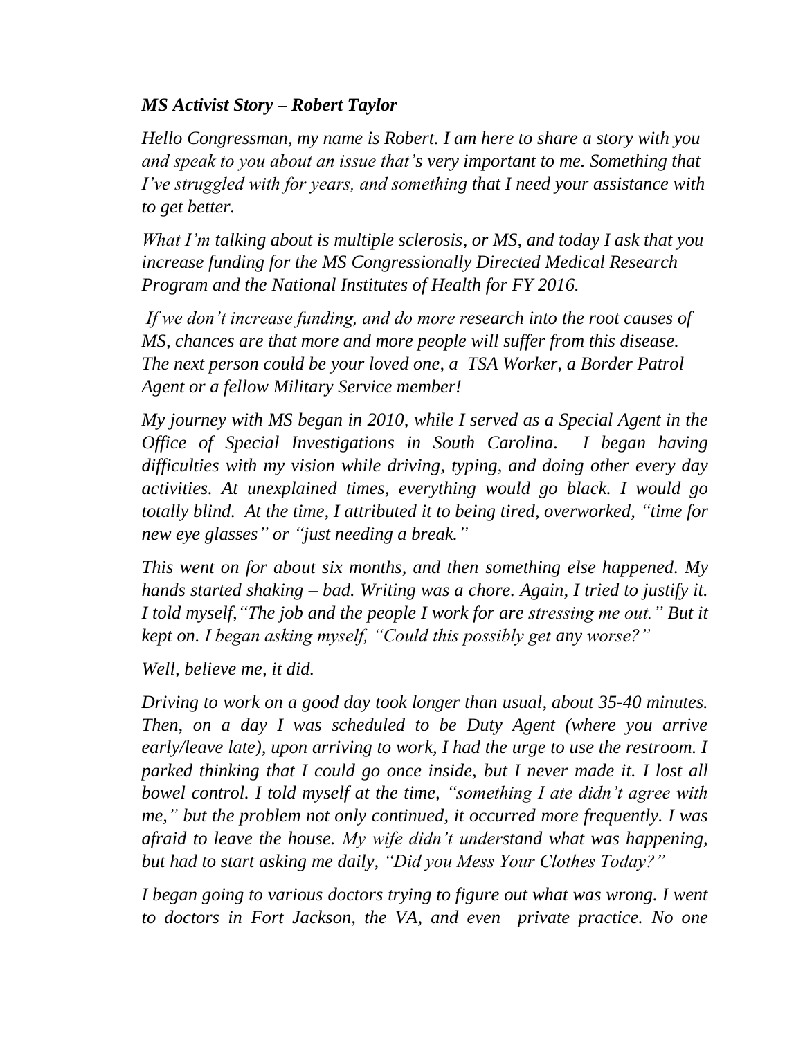***MS Activist Story – Robert Taylor***

*Hello Congressman, my name is Robert. I am here to share a story with you and speak to you about an issue that's very important to me. Something that I've struggled with for years, and something that I need your assistance with to get better.*

*What I'm talking about is multiple sclerosis, or MS, and today I ask that you increase funding for the MS Congressionally Directed Medical Research Program and the National Institutes of Health for FY 2016.*

*If we don't increase funding, and do more research into the root causes of MS, chances are that more and more people will suffer from this disease. The next person could be your loved one, a TSA Worker, a Border Patrol Agent or a fellow Military Service member!*

*My journey with MS began in 2010, while I served as a Special Agent in the Office of Special Investigations in South Carolina. I began having difficulties with my vision while driving, typing, and doing other every day activities. At unexplained times, everything would go black. I would go totally blind. At the time, I attributed it to being tired, overworked, "time for new eye glasses" or "just needing a break."*

*This went on for about six months, and then something else happened. My hands started shaking – bad. Writing was a chore. Again, I tried to justify it. I told myself,"The job and the people I work for are stressing me out." But it kept on. I began asking myself, "Could this possibly get any worse?"*

*Well, believe me, it did.*

*Driving to work on a good day took longer than usual, about 35-40 minutes. Then, on a day I was scheduled to be Duty Agent (where you arrive early/leave late), upon arriving to work, I had the urge to use the restroom. I parked thinking that I could go once inside, but I never made it. I lost all bowel control. I told myself at the time, "something I ate didn't agree with me," but the problem not only continued, it occurred more frequently. I was afraid to leave the house. My wife didn't understand what was happening, but had to start asking me daily, "Did you Mess Your Clothes Today?"*

*I began going to various doctors trying to figure out what was wrong. I went to doctors in Fort Jackson, the VA, and even private practice. No one*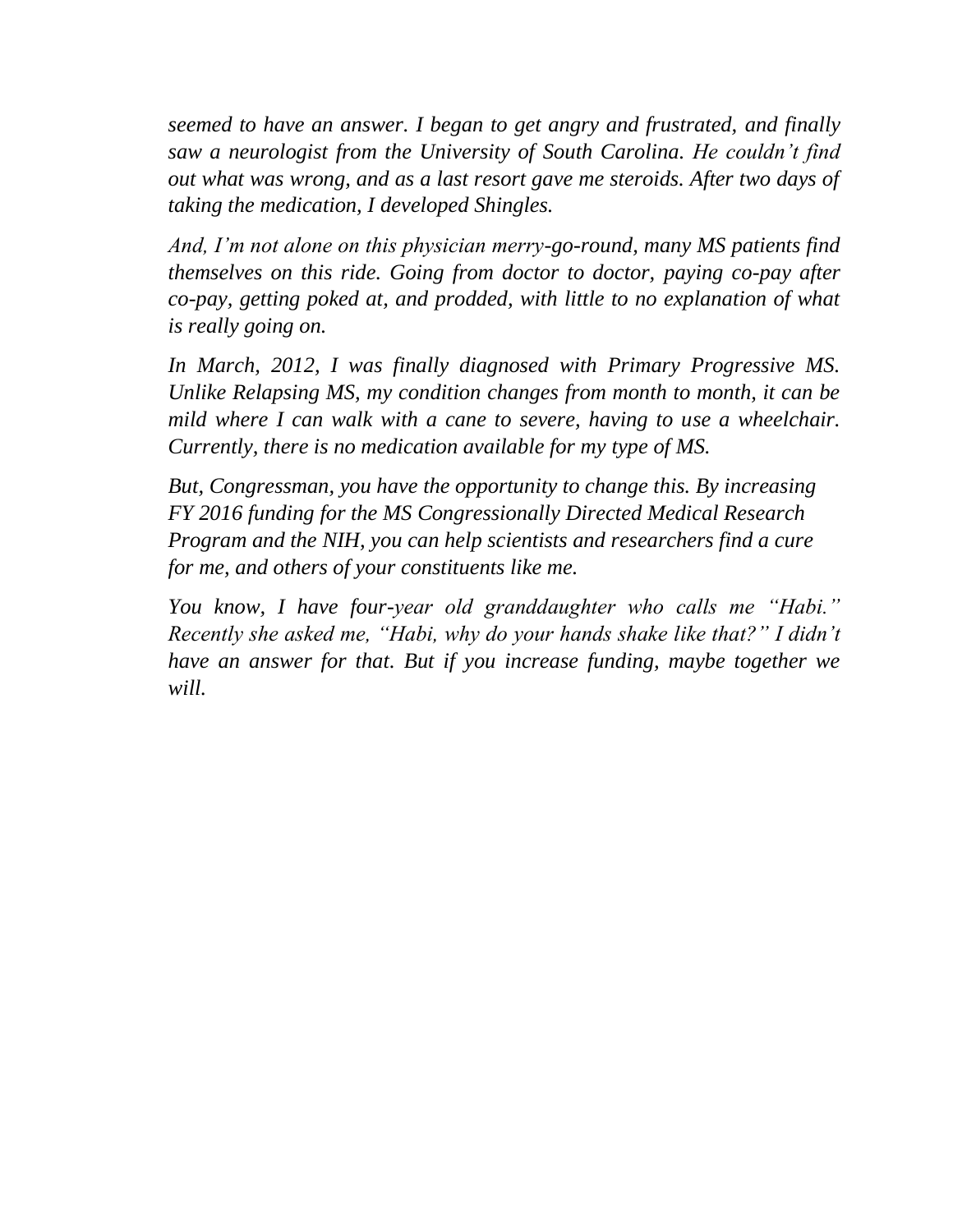*seemed to have an answer. I began to get angry and frustrated, and finally saw a neurologist from the University of South Carolina. He couldn't find out what was wrong, and as a last resort gave me steroids. After two days of taking the medication, I developed Shingles.*

*And, I'm not alone on this physician merry-go-round, many MS patients find themselves on this ride. Going from doctor to doctor, paying co-pay after co-pay, getting poked at, and prodded, with little to no explanation of what is really going on.*

*In March, 2012, I was finally diagnosed with Primary Progressive MS. Unlike Relapsing MS, my condition changes from month to month, it can be mild where I can walk with a cane to severe, having to use a wheelchair. Currently, there is no medication available for my type of MS.*

*But, Congressman, you have the opportunity to change this. By increasing FY 2016 funding for the MS Congressionally Directed Medical Research Program and the NIH, you can help scientists and researchers find a cure for me, and others of your constituents like me.*

*You know, I have four-year old granddaughter who calls me "Habi." Recently she asked me, "Habi, why do your hands shake like that?" I didn't have an answer for that. But if you increase funding, maybe together we will.*